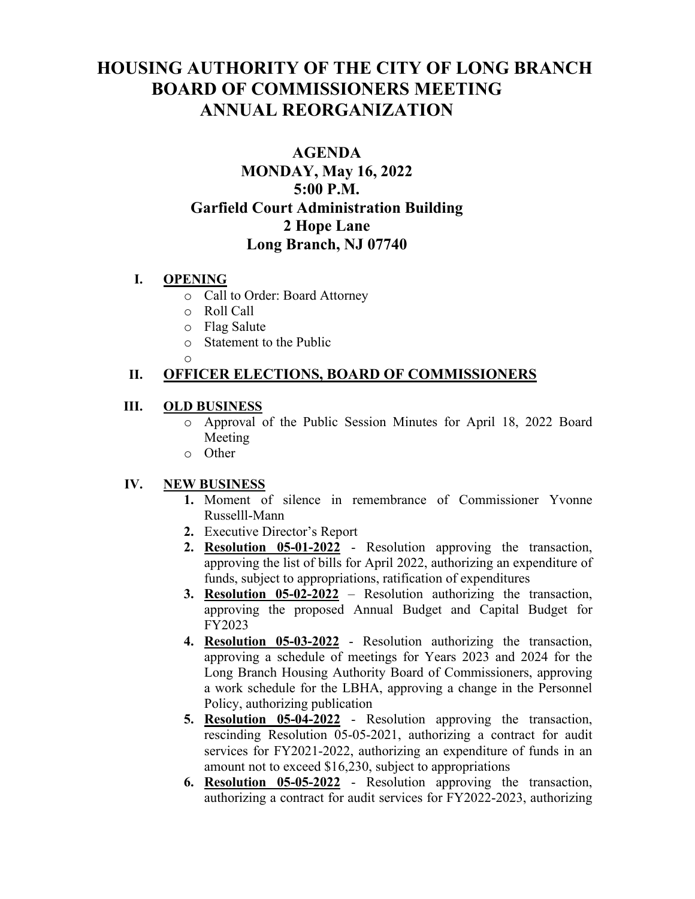# HOUSING AUTHORITY OF THE CITY OF LONG BRANCH
# BOARD OF COMMISSIONERS MEETING
# ANNUAL REORGANIZATION

## AGENDA
## MONDAY, May 16, 2022
## 5:00 P.M.
## Garfield Court Administration Building
## 2 Hope Lane
## Long Branch, NJ 07740

**I. <u>OPENING</u>**

- Call to Order: Board Attorney
- Roll Call
- Flag Salute
- Statement to the Public
- 

**II. <u>OFFICER ELECTIONS, BOARD OF COMMISSIONERS</u>**

**III. <u>OLD BUSINESS</u>**

- Approval of the Public Session Minutes for April 18, 2022 Board Meeting
- Other

**IV. <u>NEW BUSINESS</u>**

1. Moment of silence in remembrance of Commissioner Yvonne Russelll-Mann
2. Executive Director's Report
2. **<u>Resolution 05-01-2022</u>** - Resolution approving the transaction, approving the list of bills for April 2022, authorizing an expenditure of funds, subject to appropriations, ratification of expenditures
3. **<u>Resolution 05-02-2022</u>** – Resolution authorizing the transaction, approving the proposed Annual Budget and Capital Budget for FY2023
4. **<u>Resolution 05-03-2022</u>** - Resolution authorizing the transaction, approving a schedule of meetings for Years 2023 and 2024 for the Long Branch Housing Authority Board of Commissioners, approving a work schedule for the LBHA, approving a change in the Personnel Policy, authorizing publication
5. **<u>Resolution 05-04-2022</u>** - Resolution approving the transaction, rescinding Resolution 05-05-2021, authorizing a contract for audit services for FY2021-2022, authorizing an expenditure of funds in an amount not to exceed $16,230, subject to appropriations
6. **<u>Resolution 05-05-2022</u>** - Resolution approving the transaction, authorizing a contract for audit services for FY2022-2023, authorizing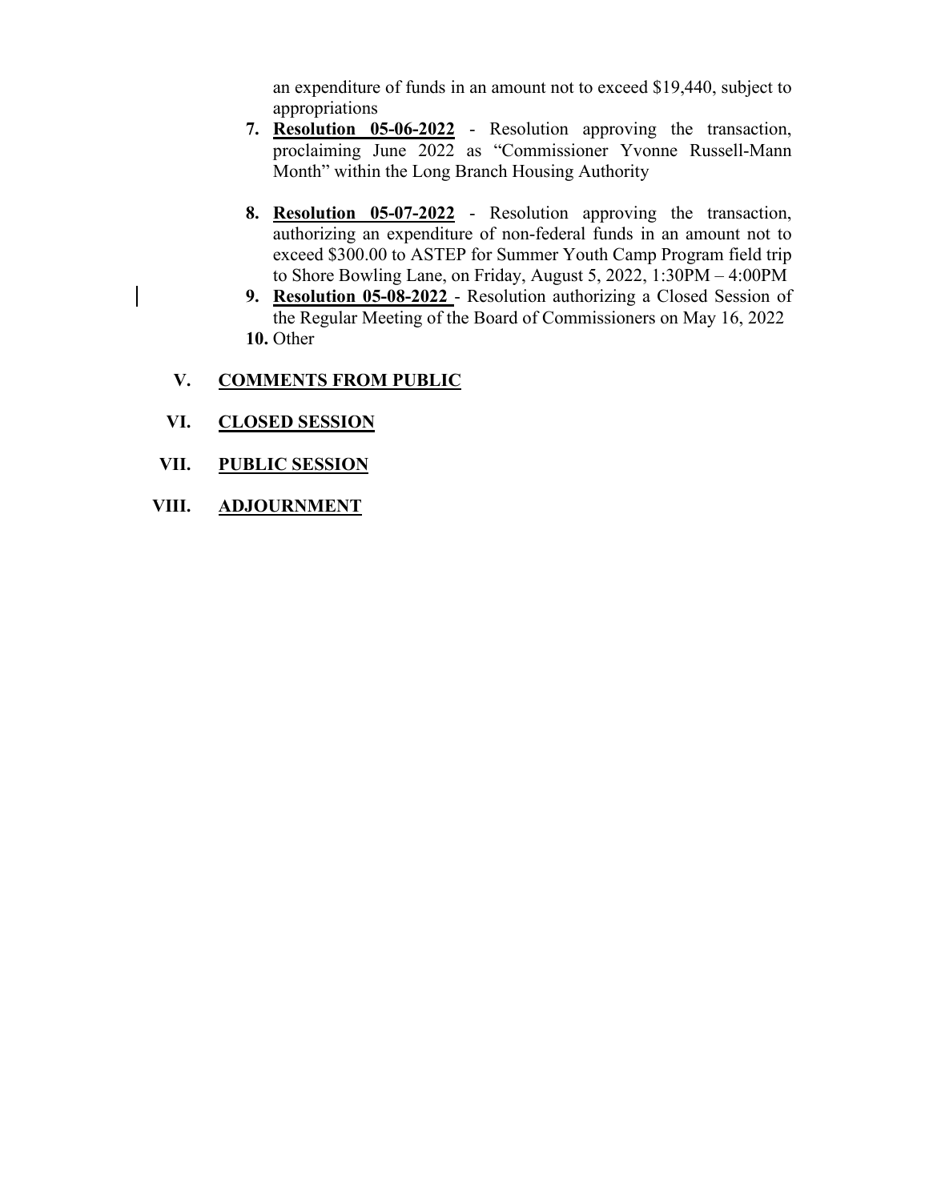an expenditure of funds in an amount not to exceed $19,440, subject to appropriations

7. **Resolution 05-06-2022** - Resolution approving the transaction, proclaiming June 2022 as "Commissioner Yvonne Russell-Mann Month" within the Long Branch Housing Authority

8. **Resolution 05-07-2022** - Resolution approving the transaction, authorizing an expenditure of non-federal funds in an amount not to exceed $300.00 to ASTEP for Summer Youth Camp Program field trip to Shore Bowling Lane, on Friday, August 5, 2022, 1:30PM – 4:00PM
9. **Resolution 05-08-2022** - Resolution authorizing a Closed Session of the Regular Meeting of the Board of Commissioners on May 16, 2022
10. Other

## V. COMMENTS FROM PUBLIC

## VI. CLOSED SESSION

## VII. PUBLIC SESSION

## VIII. ADJOURNMENT